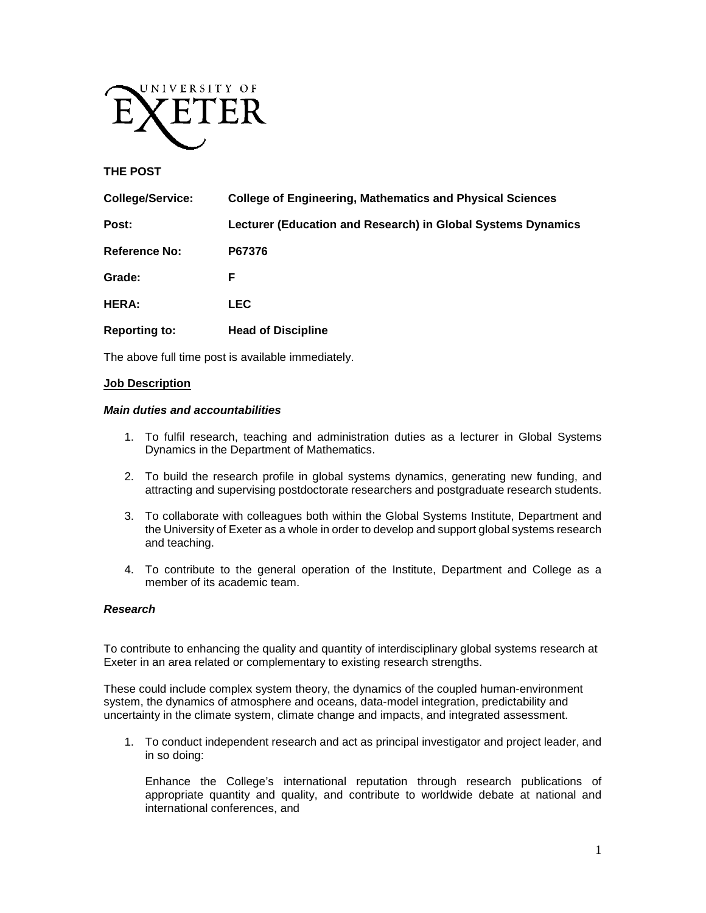UNIVERSITY OF EXETER

**THE POST**

| | |
|---|---|
| **College/Service:** | **College of Engineering, Mathematics and Physical Sciences** |
| **Post:** | **Lecturer (Education and Research) in Global Systems Dynamics** |
| **Reference No:** | **P67376** |
| **Grade:** | **F** |
| **HERA:** | **LEC** |
| **Reporting to:** | **Head of Discipline** |

The above full time post is available immediately.

**Job Description**

***Main duties and accountabilities***

1. To fulfil research, teaching and administration duties as a lecturer in Global Systems Dynamics in the Department of Mathematics.
2. To build the research profile in global systems dynamics, generating new funding, and attracting and supervising postdoctorate researchers and postgraduate research students.
3. To collaborate with colleagues both within the Global Systems Institute, Department and the University of Exeter as a whole in order to develop and support global systems research and teaching.
4. To contribute to the general operation of the Institute, Department and College as a member of its academic team.

***Research***

To contribute to enhancing the quality and quantity of interdisciplinary global systems research at Exeter in an area related or complementary to existing research strengths.

These could include complex system theory, the dynamics of the coupled human-environment system, the dynamics of atmosphere and oceans, data-model integration, predictability and uncertainty in the climate system, climate change and impacts, and integrated assessment.

1. To conduct independent research and act as principal investigator and project leader, and in so doing:

   Enhance the College's international reputation through research publications of appropriate quantity and quality, and contribute to worldwide debate at national and international conferences, and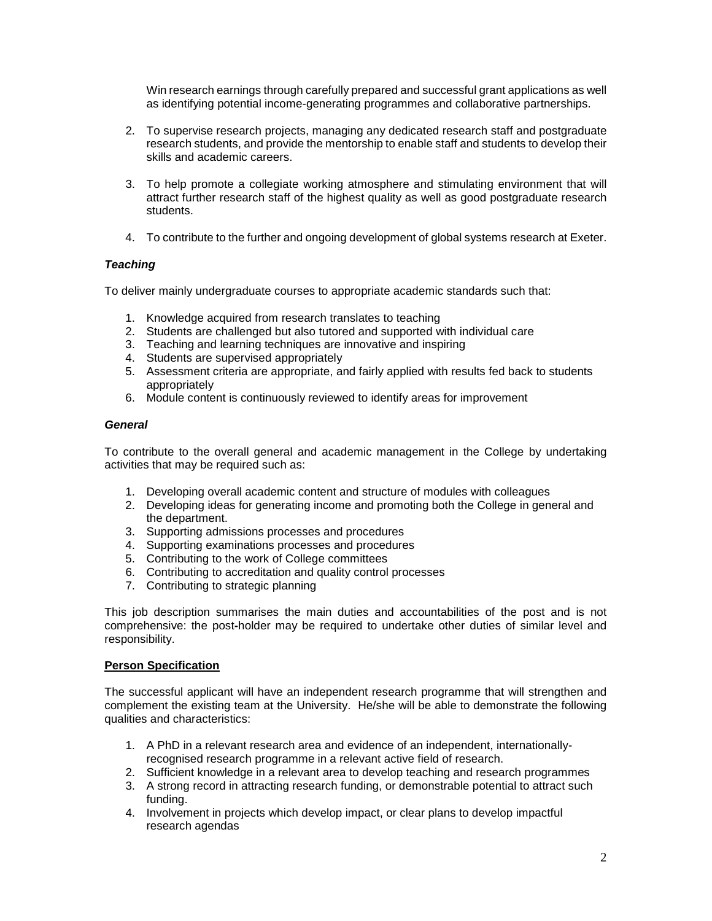Win research earnings through carefully prepared and successful grant applications as well as identifying potential income-generating programmes and collaborative partnerships.

2. To supervise research projects, managing any dedicated research staff and postgraduate research students, and provide the mentorship to enable staff and students to develop their skills and academic careers.

3. To help promote a collegiate working atmosphere and stimulating environment that will attract further research staff of the highest quality as well as good postgraduate research students.

4. To contribute to the further and ongoing development of global systems research at Exeter.

***Teaching***

To deliver mainly undergraduate courses to appropriate academic standards such that:

1. Knowledge acquired from research translates to teaching
2. Students are challenged but also tutored and supported with individual care
3. Teaching and learning techniques are innovative and inspiring
4. Students are supervised appropriately
5. Assessment criteria are appropriate, and fairly applied with results fed back to students appropriately
6. Module content is continuously reviewed to identify areas for improvement

***General***

To contribute to the overall general and academic management in the College by undertaking activities that may be required such as:

1. Developing overall academic content and structure of modules with colleagues
2. Developing ideas for generating income and promoting both the College in general and the department.
3. Supporting admissions processes and procedures
4. Supporting examinations processes and procedures
5. Contributing to the work of College committees
6. Contributing to accreditation and quality control processes
7. Contributing to strategic planning

This job description summarises the main duties and accountabilities of the post and is not comprehensive: the post-holder may be required to undertake other duties of similar level and responsibility.

**Person Specification**

The successful applicant will have an independent research programme that will strengthen and complement the existing team at the University. He/she will be able to demonstrate the following qualities and characteristics:

1. A PhD in a relevant research area and evidence of an independent, internationally-recognised research programme in a relevant active field of research.
2. Sufficient knowledge in a relevant area to develop teaching and research programmes
3. A strong record in attracting research funding, or demonstrable potential to attract such funding.
4. Involvement in projects which develop impact, or clear plans to develop impactful research agendas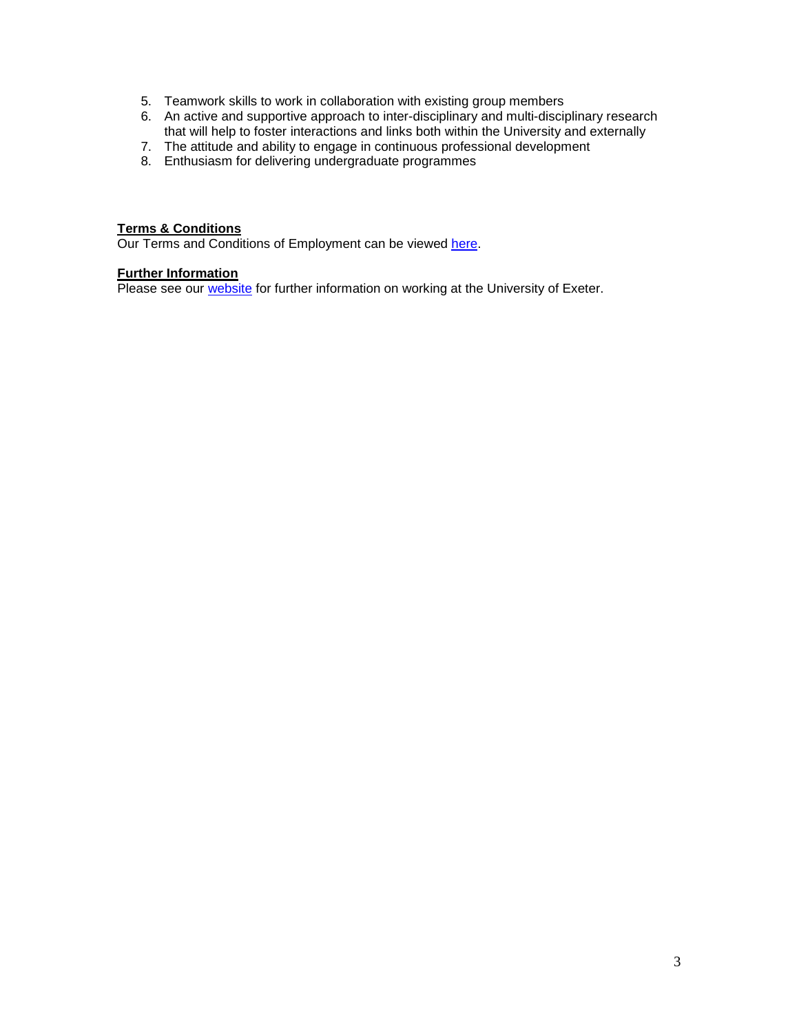5. Teamwork skills to work in collaboration with existing group members
6. An active and supportive approach to inter-disciplinary and multi-disciplinary research that will help to foster interactions and links both within the University and externally
7. The attitude and ability to engage in continuous professional development
8. Enthusiasm for delivering undergraduate programmes

**Terms & Conditions**

Our Terms and Conditions of Employment can be viewed here.

**Further Information**

Please see our website for further information on working at the University of Exeter.